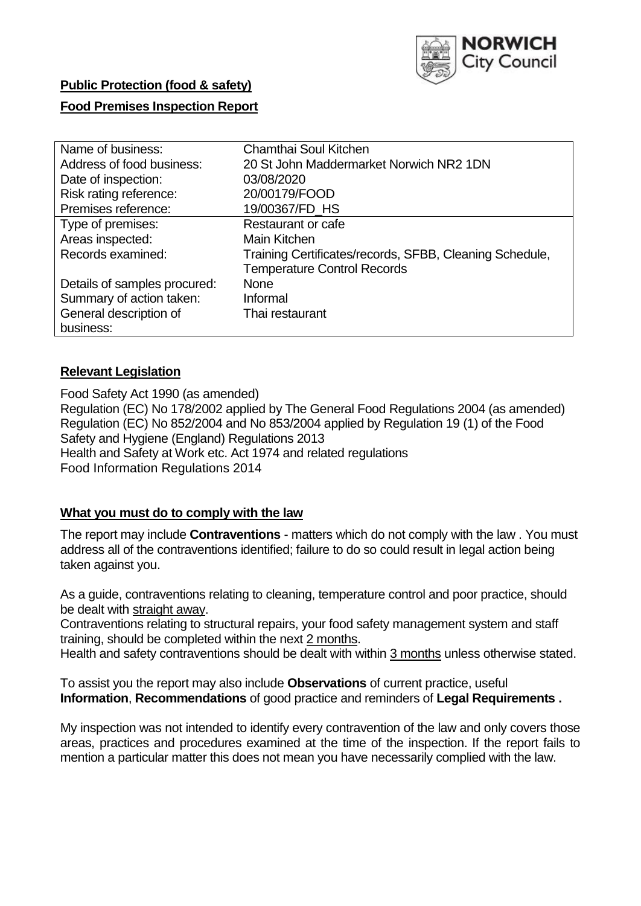**Public Protection (food & safety)**

**Food Premises Inspection Report**

| Name of business: | Chamthai Soul Kitchen |
| --- | --- |
| Address of food business: | 20 St John Maddermarket Norwich NR2 1DN |
| Date of inspection: | 03/08/2020 |
| Risk rating reference: | 20/00179/FOOD |
| Premises reference: | 19/00367/FD_HS |
| Type of premises: | Restaurant or cafe |
| Areas inspected: | Main Kitchen |
| Records examined: | Training Certificates/records, SFBB, Cleaning Schedule, Temperature Control Records |
| Details of samples procured: | None |
| Summary of action taken: | Informal |
| General description of business: | Thai restaurant |

## **Relevant Legislation**

Food Safety Act 1990 (as amended)
Regulation (EC) No 178/2002 applied by The General Food Regulations 2004 (as amended)
Regulation (EC) No 852/2004 and No 853/2004 applied by Regulation 19 (1) of the Food Safety and Hygiene (England) Regulations 2013
Health and Safety at Work etc. Act 1974 and related regulations
Food Information Regulations 2014

## **What you must do to comply with the law**

The report may include **Contraventions** - matters which do not comply with the law . You must address all of the contraventions identified; failure to do so could result in legal action being taken against you.

As a guide, contraventions relating to cleaning, temperature control and poor practice, should be dealt with straight away.

Contraventions relating to structural repairs, your food safety management system and staff training, should be completed within the next 2 months.

Health and safety contraventions should be dealt with within 3 months unless otherwise stated.

To assist you the report may also include **Observations** of current practice, useful **Information**, **Recommendations** of good practice and reminders of **Legal Requirements .**

My inspection was not intended to identify every contravention of the law and only covers those areas, practices and procedures examined at the time of the inspection. If the report fails to mention a particular matter this does not mean you have necessarily complied with the law.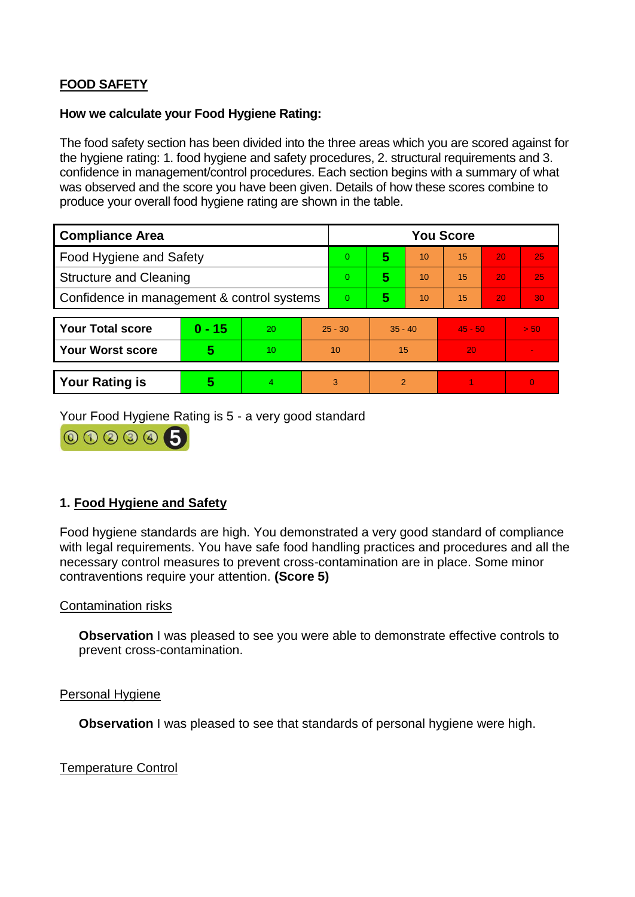## FOOD SAFETY

**How we calculate your Food Hygiene Rating:**

The food safety section has been divided into the three areas which you are scored against for the hygiene rating: 1. food hygiene and safety procedures, 2. structural requirements and 3. confidence in management/control procedures. Each section begins with a summary of what was observed and the score you have been given. Details of how these scores combine to produce your overall food hygiene rating are shown in the table.

| Compliance Area | You Score | | | | | |
|---|---|---|---|---|---|---|
| Food Hygiene and Safety | 0 | **5** | 10 | 15 | 20 | 25 |
| Structure and Cleaning | 0 | **5** | 10 | 15 | 20 | 25 |
| Confidence in management & control systems | 0 | **5** | 10 | 15 | 20 | 30 |

| | | | | | | |
|---|---|---|---|---|---|---|
| **Your Total score** | **0 - 15** | 20 | 25 - 30 | 35 - 40 | 45 - 50 | > 50 |
| **Your Worst score** | **5** | 10 | 10 | 15 | 20 | - |
| **Your Rating is** | **5** | 4 | 3 | 2 | 1 | 0 |

Your Food Hygiene Rating is 5 - a very good standard

### 1. Food Hygiene and Safety

Food hygiene standards are high. You demonstrated a very good standard of compliance with legal requirements. You have safe food handling practices and procedures and all the necessary control measures to prevent cross-contamination are in place. Some minor contraventions require your attention. **(Score 5)**

Contamination risks

**Observation** I was pleased to see you were able to demonstrate effective controls to prevent cross-contamination.

Personal Hygiene

**Observation** I was pleased to see that standards of personal hygiene were high.

Temperature Control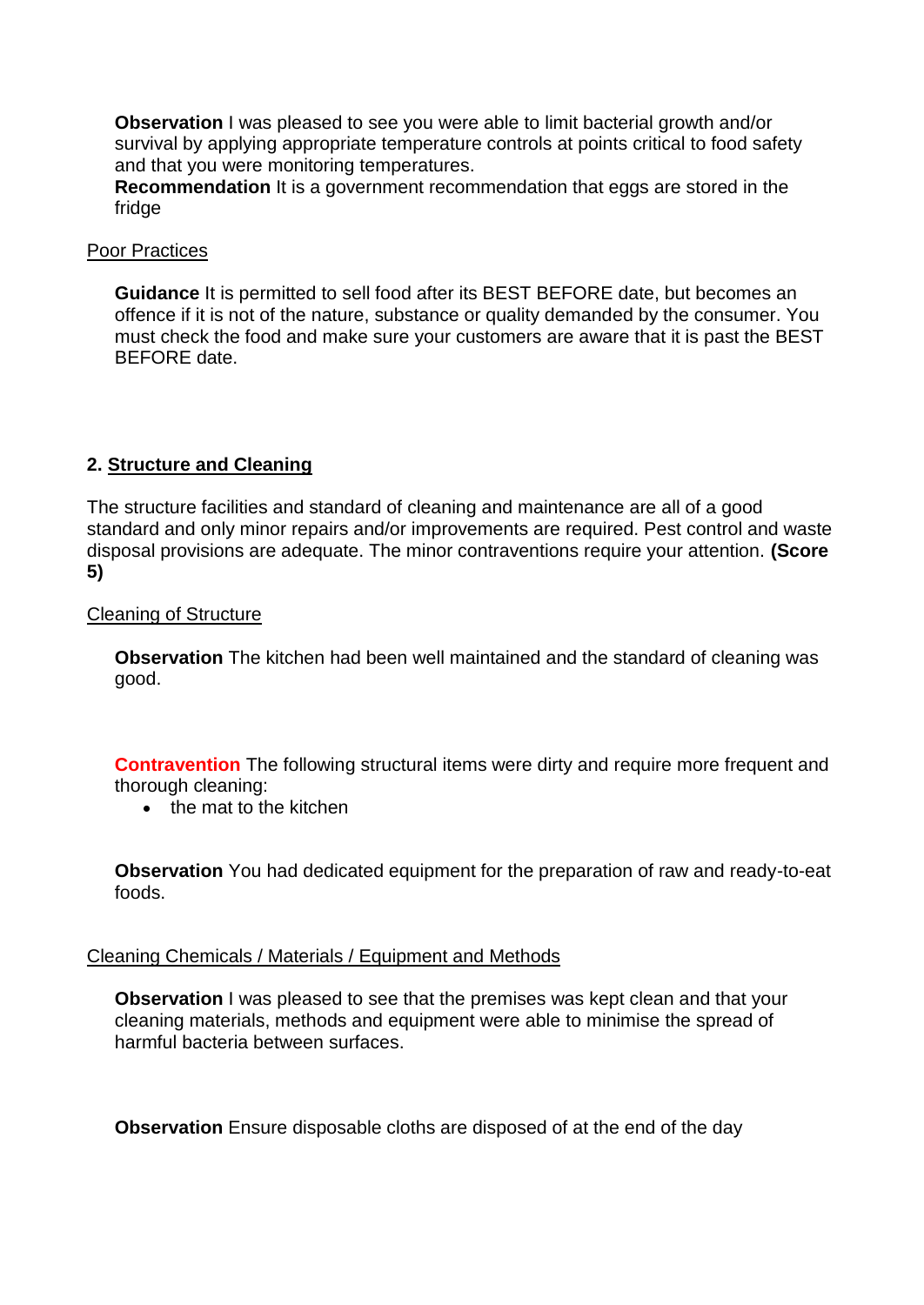**Observation** I was pleased to see you were able to limit bacterial growth and/or survival by applying appropriate temperature controls at points critical to food safety and that you were monitoring temperatures.

**Recommendation** It is a government recommendation that eggs are stored in the fridge

Poor Practices

**Guidance** It is permitted to sell food after its BEST BEFORE date, but becomes an offence if it is not of the nature, substance or quality demanded by the consumer. You must check the food and make sure your customers are aware that it is past the BEST BEFORE date.

## 2. Structure and Cleaning

The structure facilities and standard of cleaning and maintenance are all of a good standard and only minor repairs and/or improvements are required. Pest control and waste disposal provisions are adequate. The minor contraventions require your attention. **(Score 5)**

Cleaning of Structure

**Observation** The kitchen had been well maintained and the standard of cleaning was good.

**Contravention** The following structural items were dirty and require more frequent and thorough cleaning:

- the mat to the kitchen

**Observation** You had dedicated equipment for the preparation of raw and ready-to-eat foods.

Cleaning Chemicals / Materials / Equipment and Methods

**Observation** I was pleased to see that the premises was kept clean and that your cleaning materials, methods and equipment were able to minimise the spread of harmful bacteria between surfaces.

**Observation** Ensure disposable cloths are disposed of at the end of the day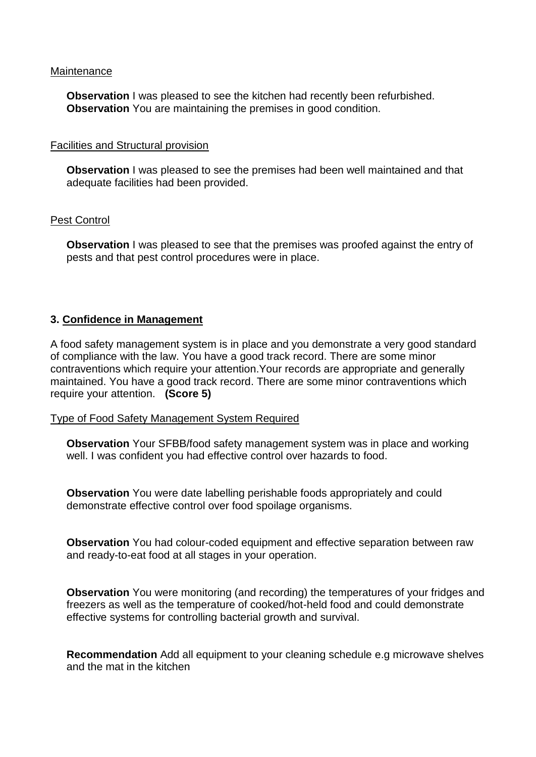<u>Maintenance</u>

**Observation** I was pleased to see the kitchen had recently been refurbished.
**Observation** You are maintaining the premises in good condition.

<u>Facilities and Structural provision</u>

**Observation** I was pleased to see the premises had been well maintained and that adequate facilities had been provided.

<u>Pest Control</u>

**Observation** I was pleased to see that the premises was proofed against the entry of pests and that pest control procedures were in place.

## 3. Confidence in Management

A food safety management system is in place and you demonstrate a very good standard of compliance with the law. You have a good track record. There are some minor contraventions which require your attention.Your records are appropriate and generally maintained. You have a good track record. There are some minor contraventions which require your attention. **(Score 5)**

<u>Type of Food Safety Management System Required</u>

**Observation** Your SFBB/food safety management system was in place and working well. I was confident you had effective control over hazards to food.

**Observation** You were date labelling perishable foods appropriately and could demonstrate effective control over food spoilage organisms.

**Observation** You had colour-coded equipment and effective separation between raw and ready-to-eat food at all stages in your operation.

**Observation** You were monitoring (and recording) the temperatures of your fridges and freezers as well as the temperature of cooked/hot-held food and could demonstrate effective systems for controlling bacterial growth and survival.

**Recommendation** Add all equipment to your cleaning schedule e.g microwave shelves and the mat in the kitchen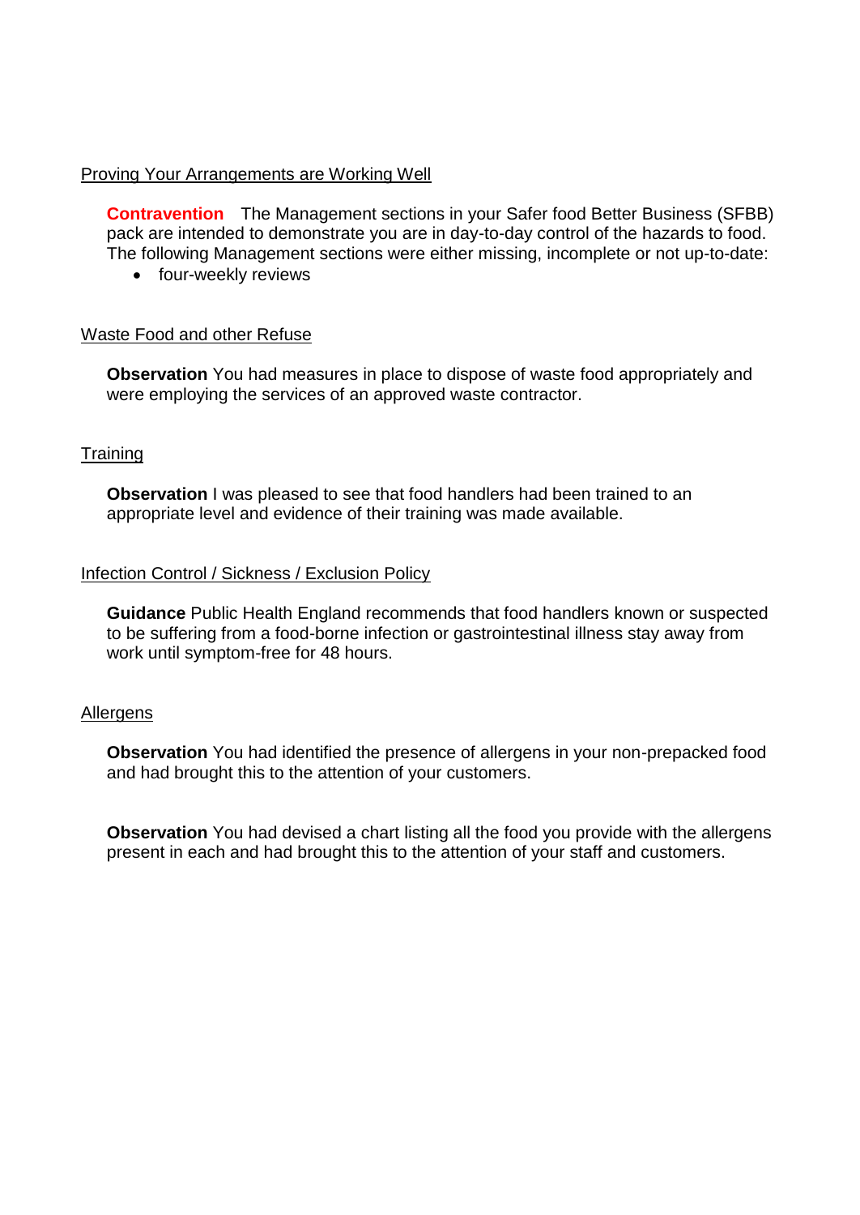Proving Your Arrangements are Working Well

**Contravention** The Management sections in your Safer food Better Business (SFBB) pack are intended to demonstrate you are in day-to-day control of the hazards to food. The following Management sections were either missing, incomplete or not up-to-date:

- four-weekly reviews

Waste Food and other Refuse

**Observation** You had measures in place to dispose of waste food appropriately and were employing the services of an approved waste contractor.

Training

**Observation** I was pleased to see that food handlers had been trained to an appropriate level and evidence of their training was made available.

Infection Control / Sickness / Exclusion Policy

**Guidance** Public Health England recommends that food handlers known or suspected to be suffering from a food-borne infection or gastrointestinal illness stay away from work until symptom-free for 48 hours.

Allergens

**Observation** You had identified the presence of allergens in your non-prepacked food and had brought this to the attention of your customers.

**Observation** You had devised a chart listing all the food you provide with the allergens present in each and had brought this to the attention of your staff and customers.